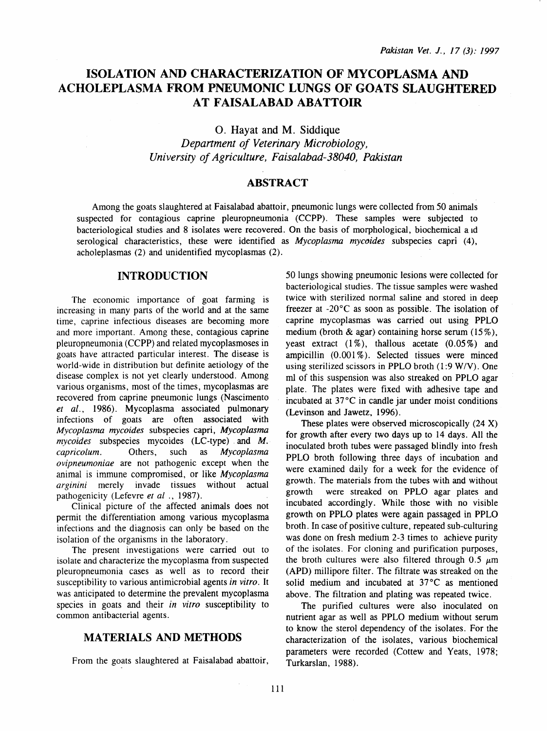# ISOLATION AND CHARACTERIZATION OF MYCOPLASMA AND ACHOLEPLASMA FROM PNEUMONIC LUNGS OF GOATS SLAUGHTERED AT FAISALABAD ABATTOIR

O. Hayat and M. Siddique

*Department of Veterinary Microbiology, University of Agriculture, Faisalabad-38040, Pakistan*

## ABSTRACT

Among the goats slaughtered at Faisalabad abattoir, pneumonic lungs were collected from 50 animals suspected for contagious caprine pleuropneumonia (CCPP). These samples were subjected to bacteriological studies and 8 isolates were recovered. On the basis of morphological, biochemical and serological characteristics, these were identified as *Mycoplasma mycoides* subspecies capri (4), acholeplasmas (2) and unidentified mycoplasmas (2).

## INTRODUCTION

The economic importance of goat farming is increasing in many parts of the world and at the same time, caprine infectious diseases are becoming more and more important. Among these, contagious caprine pleuropneumonia (CCPP) and related mycoplasmoses in goats have attracted particular interest. The disease is world-wide in distribution but definite aetiology of the disease complex is not yet clearly understood. Among various organisms, most of the times, mycoplasmas are recovered from caprine pneumonic lungs (Nascimento *et al.*, 1986). Mycoplasma associated pulmonary infections of goats are often associated with *Mycoplasma mycoides* subspecies capri, *Mycoplasma mycoides* subspecies mycoides (LC-type) and *M. capricolum*. Others, such as *Mycoplasma ovipneumoniae* are not pathogenic except when the animal is immune compromised, or like *Mycoplasma arginini* merely invade tissues without actual pathogenicity (Lefevre *et al* ., 1987).

Clinical picture of the affected animals does not permit the differentiation among various mycoplasma infections and the diagnosis can only be based on the isolation of the organisms in the laboratory.

The present investigations were carried out to isolate and characterize the mycoplasma from suspected pleuropneumonia cases as well as to record their susceptibility to various antimicrobial agents *in vitro*. It was anticipated to determine the prevalent mycoplasma species in goats and their *in vitro* susceptibility to common antibacterial agents.

## MATERIALS AND METHODS

From the goats slaughtered at Faisalabad abattoir, 50 lungs showing pneumonic lesions were collected for bacteriological studies. The tissue samples were washed twice with sterilized normal saline and stored in deep freezer at -20°C as soon as possible. The isolation of caprine mycoplasmas was carried out using PPLO medium (broth & agar) containing horse serum (15%), yeast extract (1%), thallous acetate (0.05%) and ampicillin (0.001%). Selected tissues were minced using sterilized scissors in PPLO broth (1:9 W/V). One ml of this suspension was also streaked on PPLO agar plate. The plates were fixed with adhesive tape and incubated at 37°C in candle jar under moist conditions (Levinson and Jawetz, 1996).

These plates were observed microscopically (24 X) for growth after every two days up to 14 days. All the inoculated broth tubes were passaged blindly into fresh PPLO broth following three days of incubation and were examined daily for a week for the evidence of growth. The materials from the tubes with and without growth were streaked on PPLO agar plates and incubated accordingly. While those with no visible growth on PPLO plates were again passaged in PPLO broth. In case of positive culture, repeated sub-culturing was done on fresh medium 2-3 times to achieve purity of the isolates. For cloning and purification purposes, the broth cultures were also filtered through 0.5 $\mu m$ (APD) millipore filter. The filtrate was streaked on the solid medium and incubated at 37°C as mentioned above. The filtration and plating was repeated twice.

The purified cultures were also inoculated on nutrient agar as well as PPLO medium without serum to know the sterol dependency of the isolates. For the characterization of the isolates, various biochemical parameters were recorded (Cottew and Yeats, 1978; Turkarslan, 1988).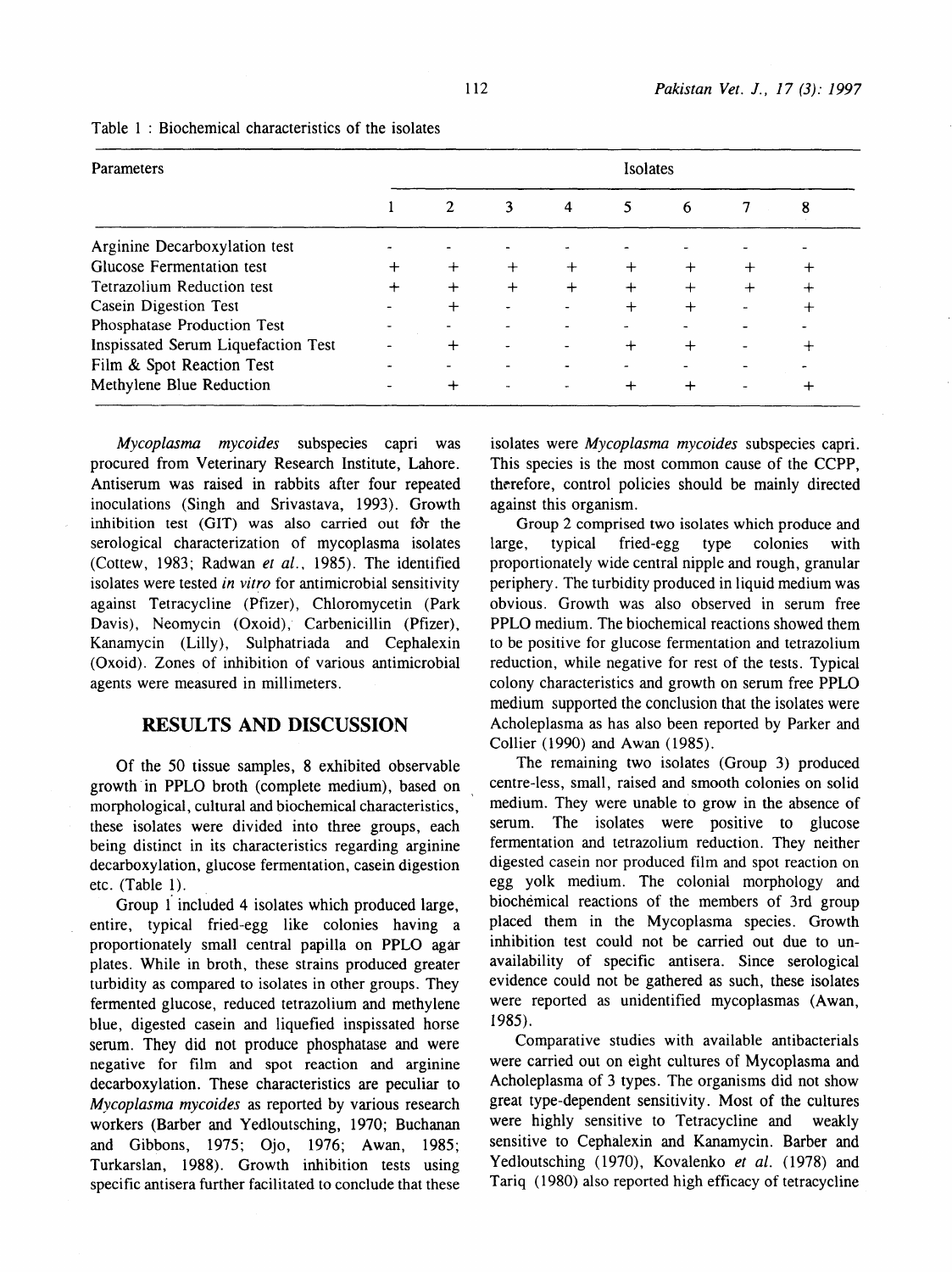Table 1 : Biochemical characteristics of the isolates

| Parameters | Isolates | | | | | | | |
|---|---|---|---|---|---|---|---|---|
| | 1 | 2 | 3 | 4 | 5 | 6 | 7 | 8 |
| Arginine Decarboxylation test | - | - | - | - | - | - | - | - |
| Glucose Fermentation test | + | + | + | + | + | + | + | + |
| Tetrazolium Reduction test | + | + | + | + | + | + | + | + |
| Casein Digestion Test | - | + | - | - | + | + | - | + |
| Phosphatase Production Test | - | - | - | - | - | - | - | - |
| Inspissated Serum Liquefaction Test | - | + | - | - | + | + | - | + |
| Film & Spot Reaction Test | - | - | - | - | - | - | - | - |
| Methylene Blue Reduction | - | + | - | - | + | + | - | + |

*Mycoplasma mycoides* subspecies capri was procured from Veterinary Research Institute, Lahore. Antiserum was raised in rabbits after four repeated inoculations (Singh and Srivastava, 1993). Growth inhibition test (GIT) was also carried out for the serological characterization of mycoplasma isolates (Cottew, 1983; Radwan *et al.*, 1985). The identified isolates were tested *in vitro* for antimicrobial sensitivity against Tetracycline (Pfizer), Chloromycetin (Park Davis), Neomycin (Oxoid), Carbenicillin (Pfizer), Kanamycin (Lilly), Sulphatriada and Cephalexin (Oxoid). Zones of inhibition of various antimicrobial agents were measured in millimeters.

## RESULTS AND DISCUSSION

Of the 50 tissue samples, 8 exhibited observable growth in PPLO broth (complete medium), based on morphological, cultural and biochemical characteristics, these isolates were divided into three groups, each being distinct in its characteristics regarding arginine decarboxylation, glucose fermentation, casein digestion etc. (Table 1).

Group 1 included 4 isolates which produced large, entire, typical fried-egg like colonies having a proportionately small central papilla on PPLO agar plates. While in broth, these strains produced greater turbidity as compared to isolates in other groups. They fermented glucose, reduced tetrazolium and methylene blue, digested casein and liquefied inspissated horse serum. They did not produce phosphatase and were negative for film and spot reaction and arginine decarboxylation. These characteristics are peculiar to *Mycoplasma mycoides* as reported by various research workers (Barber and Yedloutsching, 1970; Buchanan and Gibbons, 1975; Ojo, 1976; Awan, 1985; Turkarslan, 1988). Growth inhibition tests using specific antisera further facilitated to conclude that these isolates were *Mycoplasma mycoides* subspecies capri. This species is the most common cause of the CCPP, therefore, control policies should be mainly directed against this organism.

Group 2 comprised two isolates which produce and large, typical fried-egg type colonies with proportionately wide central nipple and rough, granular periphery. The turbidity produced in liquid medium was obvious. Growth was also observed in serum free PPLO medium. The biochemical reactions showed them to be positive for glucose fermentation and tetrazolium reduction, while negative for rest of the tests. Typical colony characteristics and growth on serum free PPLO medium supported the conclusion that the isolates were Acholeplasma as has also been reported by Parker and Collier (1990) and Awan (1985).

The remaining two isolates (Group 3) produced centre-less, small, raised and smooth colonies on solid medium. They were unable to grow in the absence of serum. The isolates were positive to glucose fermentation and tetrazolium reduction. They neither digested casein nor produced film and spot reaction on egg yolk medium. The colonial morphology and biochemical reactions of the members of 3rd group placed them in the Mycoplasma species. Growth inhibition test could not be carried out due to unavailability of specific antisera. Since serological evidence could not be gathered as such, these isolates were reported as unidentified mycoplasmas (Awan, 1985).

Comparative studies with available antibacterials were carried out on eight cultures of Mycoplasma and Acholeplasma of 3 types. The organisms did not show great type-dependent sensitivity. Most of the cultures were highly sensitive to Tetracycline and weakly sensitive to Cephalexin and Kanamycin. Barber and Yedloutsching (1970), Kovalenko *et al.* (1978) and Tariq (1980) also reported high efficacy of tetracycline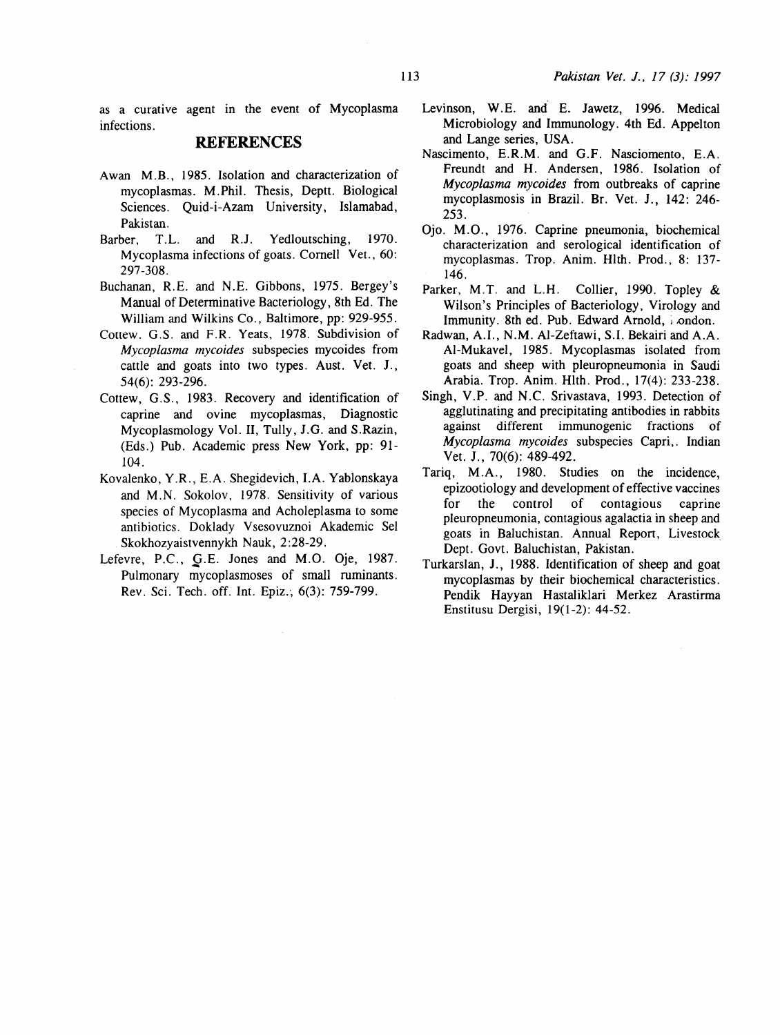as a curative agent in the event of Mycoplasma infections.

## REFERENCES

Awan M.B., 1985. Isolation and characterization of mycoplasmas. M.Phil. Thesis, Deptt. Biological Sciences. Quid-i-Azam University, Islamabad, Pakistan.

Barber, T.L. and R.J. Yedloutsching, 1970. Mycoplasma infections of goats. Cornell Vet., 60: 297-308.

Buchanan, R.E. and N.E. Gibbons, 1975. Bergey's Manual of Determinative Bacteriology, 8th Ed. The William and Wilkins Co., Baltimore, pp: 929-955.

Cottew. G.S. and F.R. Yeats, 1978. Subdivision of *Mycoplasma mycoides* subspecies mycoides from cattle and goats into two types. Aust. Vet. J., 54(6): 293-296.

Cottew, G.S., 1983. Recovery and identification of caprine and ovine mycoplasmas, Diagnostic Mycoplasmology Vol. II, Tully, J.G. and S.Razin, (Eds.) Pub. Academic press New York, pp: 91-104.

Kovalenko, Y.R., E.A. Shegidevich, I.A. Yablonskaya and M.N. Sokolov, 1978. Sensitivity of various species of Mycoplasma and Acholeplasma to some antibiotics. Doklady Vsesovuznoi Akademic Sel Skokhozyaistvennykh Nauk, 2:28-29.

Lefevre, P.C., G.E. Jones and M.O. Oje, 1987. Pulmonary mycoplasmoses of small ruminants. Rev. Sci. Tech. off. Int. Epiz., 6(3): 759-799.

Levinson, W.E. and E. Jawetz, 1996. Medical Microbiology and Immunology. 4th Ed. Appelton and Lange series, USA.

Nascimento, E.R.M. and G.F. Nasciomento, E.A. Freundt and H. Andersen, 1986. Isolation of *Mycoplasma mycoides* from outbreaks of caprine mycoplasmosis in Brazil. Br. Vet. J., 142: 246-253.

Ojo. M.O., 1976. Caprine pneumonia, biochemical characterization and serological identification of mycoplasmas. Trop. Anim. Hlth. Prod., 8: 137-146.

Parker, M.T. and L.H. Collier, 1990. Topley & Wilson's Principles of Bacteriology, Virology and Immunity. 8th ed. Pub. Edward Arnold, London.

Radwan, A.I., N.M. Al-Zeftawi, S.I. Bekairi and A.A. Al-Mukavel, 1985. Mycoplasmas isolated from goats and sheep with pleuropneumonia in Saudi Arabia. Trop. Anim. Hlth. Prod., 17(4): 233-238.

Singh, V.P. and N.C. Srivastava, 1993. Detection of agglutinating and precipitating antibodies in rabbits against different immunogenic fractions of *Mycoplasma mycoides* subspecies Capri,. Indian Vet. J., 70(6): 489-492.

Tariq, M.A., 1980. Studies on the incidence, epizootiology and development of effective vaccines for the control of contagious caprine pleuropneumonia, contagious agalactia in sheep and goats in Baluchistan. Annual Report, Livestock Dept. Govt. Baluchistan, Pakistan.

Turkarslan, J., 1988. Identification of sheep and goat mycoplasmas by their biochemical characteristics. Pendik Hayyan Hastaliklari Merkez Arastirma Enstitusu Dergisi, 19(1-2): 44-52.